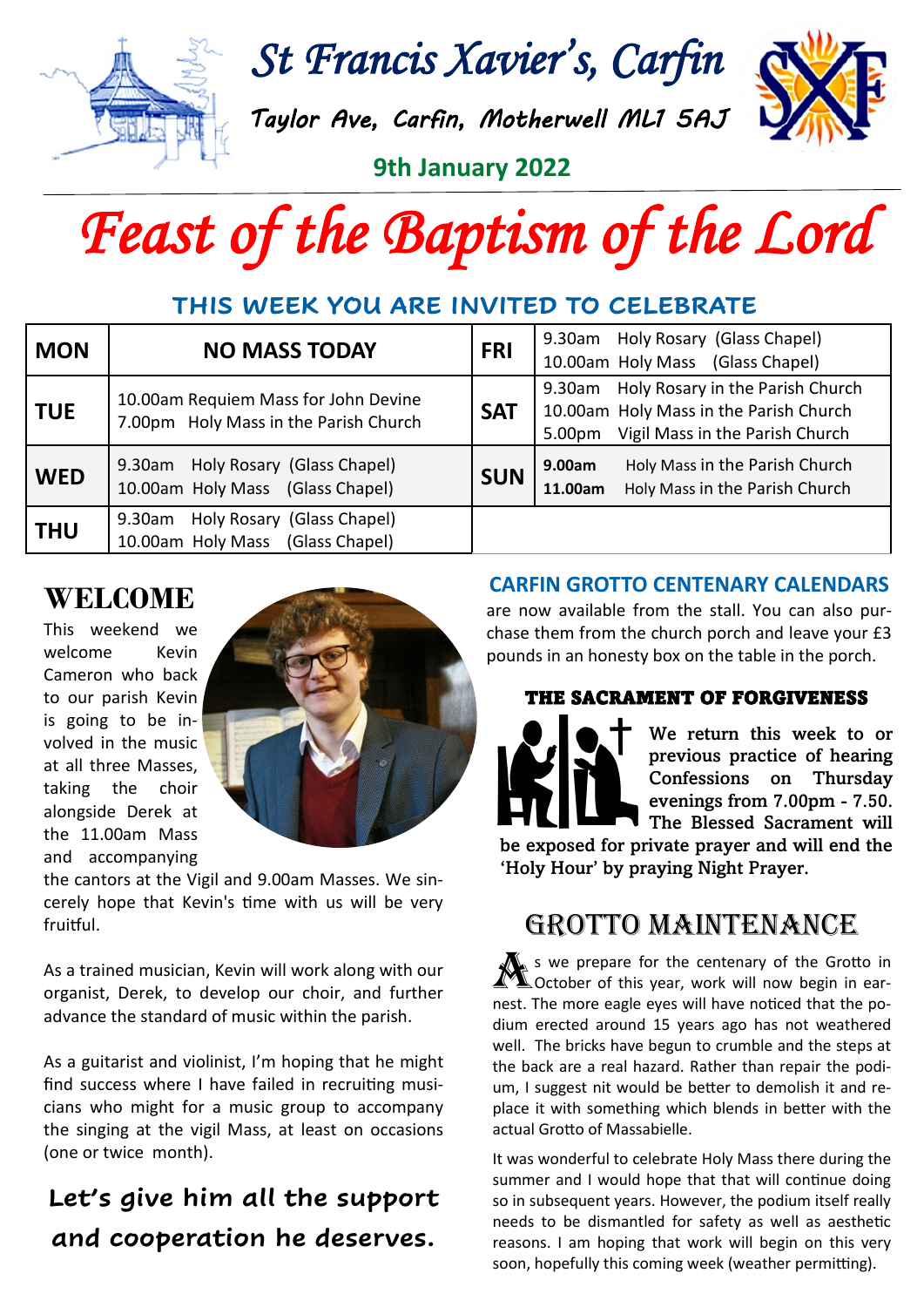# St Francis Xavier's, Carfin

*Taylor Ave, Carfin, Motherwell ML1 5AJ*

**9th January 2022**

# *Feast of the Baptism of the Lord*

## THIS WEEK YOU ARE INVITED TO CELEBRATE

| | | | |
|---|---|---|---|
| **MON** | **NO MASS TODAY** | **FRI** | 9.30am Holy Rosary (Glass Chapel)<br>10.00am Holy Mass (Glass Chapel) |
| **TUE** | 10.00am Requiem Mass for John Devine<br>7.00pm Holy Mass in the Parish Church | **SAT** | 9.30am Holy Rosary in the Parish Church<br>10.00am Holy Mass in the Parish Church<br>5.00pm Vigil Mass in the Parish Church |
| **WED** | 9.30am Holy Rosary (Glass Chapel)<br>10.00am Holy Mass (Glass Chapel) | **SUN** | **9.00am** Holy Mass in the Parish Church<br>**11.00am** Holy Mass in the Parish Church |
| **THU** | 9.30am Holy Rosary (Glass Chapel)<br>10.00am Holy Mass (Glass Chapel) | | |

## WELCOME

This weekend we welcome Kevin Cameron who back to our parish Kevin is going to be involved in the music at all three Masses, taking the choir alongside Derek at the 11.00am Mass and accompanying the cantors at the Vigil and 9.00am Masses. We sincerely hope that Kevin's time with us will be very fruitful.

As a trained musician, Kevin will work along with our organist, Derek, to develop our choir, and further advance the standard of music within the parish.

As a guitarist and violinist, I'm hoping that he might find success where I have failed in recruiting musicians who might for a music group to accompany the singing at the vigil Mass, at least on occasions (one or twice month).

**Let's give him all the support and cooperation he deserves.**

## CARFIN GROTTO CENTENARY CALENDARS

are now available from the stall. You can also purchase them from the church porch and leave your £3 pounds in an honesty box on the table in the porch.

### THE SACRAMENT OF FORGIVENESS

We return this week to or previous practice of hearing Confessions on Thursday evenings from 7.00pm - 7.50. The Blessed Sacrament will be exposed for private prayer and will end the 'Holy Hour' by praying Night Prayer.

## GROTTO MAINTENANCE

As we prepare for the centenary of the Grotto in October of this year, work will now begin in earnest. The more eagle eyes will have noticed that the podium erected around 15 years ago has not weathered well. The bricks have begun to crumble and the steps at the back are a real hazard. Rather than repair the podium, I suggest nit would be better to demolish it and replace it with something which blends in better with the actual Grotto of Massabielle.

It was wonderful to celebrate Holy Mass there during the summer and I would hope that that will continue doing so in subsequent years. However, the podium itself really needs to be dismantled for safety as well as aesthetic reasons. I am hoping that work will begin on this very soon, hopefully this coming week (weather permitting).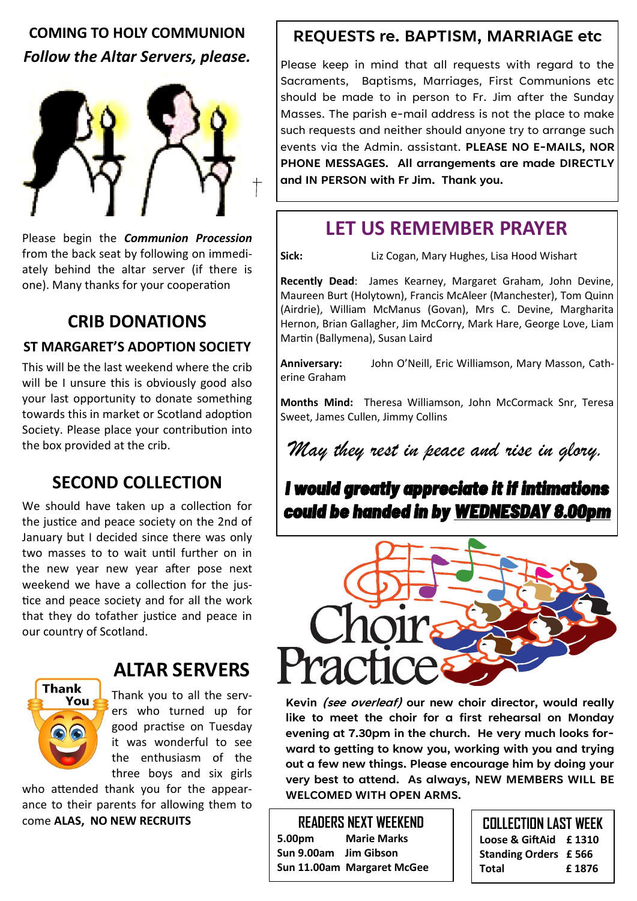## COMING TO HOLY COMMUNION

***Follow the Altar Servers, please.***

Please begin the ***Communion Procession*** from the back seat by following on immediately behind the altar server (if there is one). Many thanks for your cooperation

## CRIB DONATIONS

### ST MARGARET'S ADOPTION SOCIETY

This will be the last weekend where the crib will be I unsure this is obviously good also your last opportunity to donate something towards this in market or Scotland adoption Society. Please place your contribution into the box provided at the crib.

## SECOND COLLECTION

We should have taken up a collection for the justice and peace society on the 2nd of January but I decided since there was only two masses to to wait until further on in the new year new year after pose next weekend we have a collection for the justice and peace society and for all the work that they do tofather justice and peace in our country of Scotland.

## ALTAR SERVERS

Thank You

Thank you to all the servers who turned up for good practise on Tuesday it was wonderful to see the enthusiasm of the three boys and six girls who attended thank you for the appearance to their parents for allowing them to come **ALAS, NO NEW RECRUITS**

## REQUESTS re. BAPTISM, MARRIAGE etc

Please keep in mind that all requests with regard to the Sacraments, Baptisms, Marriages, First Communions etc should be made to in person to Fr. Jim after the Sunday Masses. The parish e-mail address is not the place to make such requests and neither should anyone try to arrange such events via the Admin. assistant. **PLEASE NO E-MAILS, NOR PHONE MESSAGES. All arrangements are made DIRECTLY and IN PERSON with Fr Jim. Thank you.**

## LET US REMEMBER PRAYER

**Sick:** Liz Cogan, Mary Hughes, Lisa Hood Wishart

**Recently Dead**: James Kearney, Margaret Graham, John Devine, Maureen Burt (Holytown), Francis McAleer (Manchester), Tom Quinn (Airdrie), William McManus (Govan), Mrs C. Devine, Margharita Hernon, Brian Gallagher, Jim McCorry, Mark Hare, George Love, Liam Martin (Ballymena), Susan Laird

**Anniversary:** John O'Neill, Eric Williamson, Mary Masson, Catherine Graham

**Months Mind:** Theresa Williamson, John McCormack Snr, Teresa Sweet, James Cullen, Jimmy Collins

*May they rest in peace and rise in glory.*

***I would greatly appreciate it if intimations could be handed in by <u>WEDNESDAY 8.00pm</u>***

## Choir Practice

**Kevin *(see overleaf)* our new choir director, would really like to meet the choir for a first rehearsal on Monday evening at 7.30pm in the church. He very much looks forward to getting to know you, working with you and trying out a few new things. Please encourage him by doing your very best to attend. As always, NEW MEMBERS WILL BE WELCOMED WITH OPEN ARMS.**

### READERS NEXT WEEKEND

| | |
|---|---|
| **5.00pm** | **Marie Marks** |
| **Sun 9.00am** | **Jim Gibson** |
| **Sun 11.00am** | **Margaret McGee** |

### COLLECTION LAST WEEK

| | |
|---|---|
| **Loose & GiftAid** | **£ 1310** |
| **Standing Orders** | **£ 566** |
| **Total** | **£ 1876** |